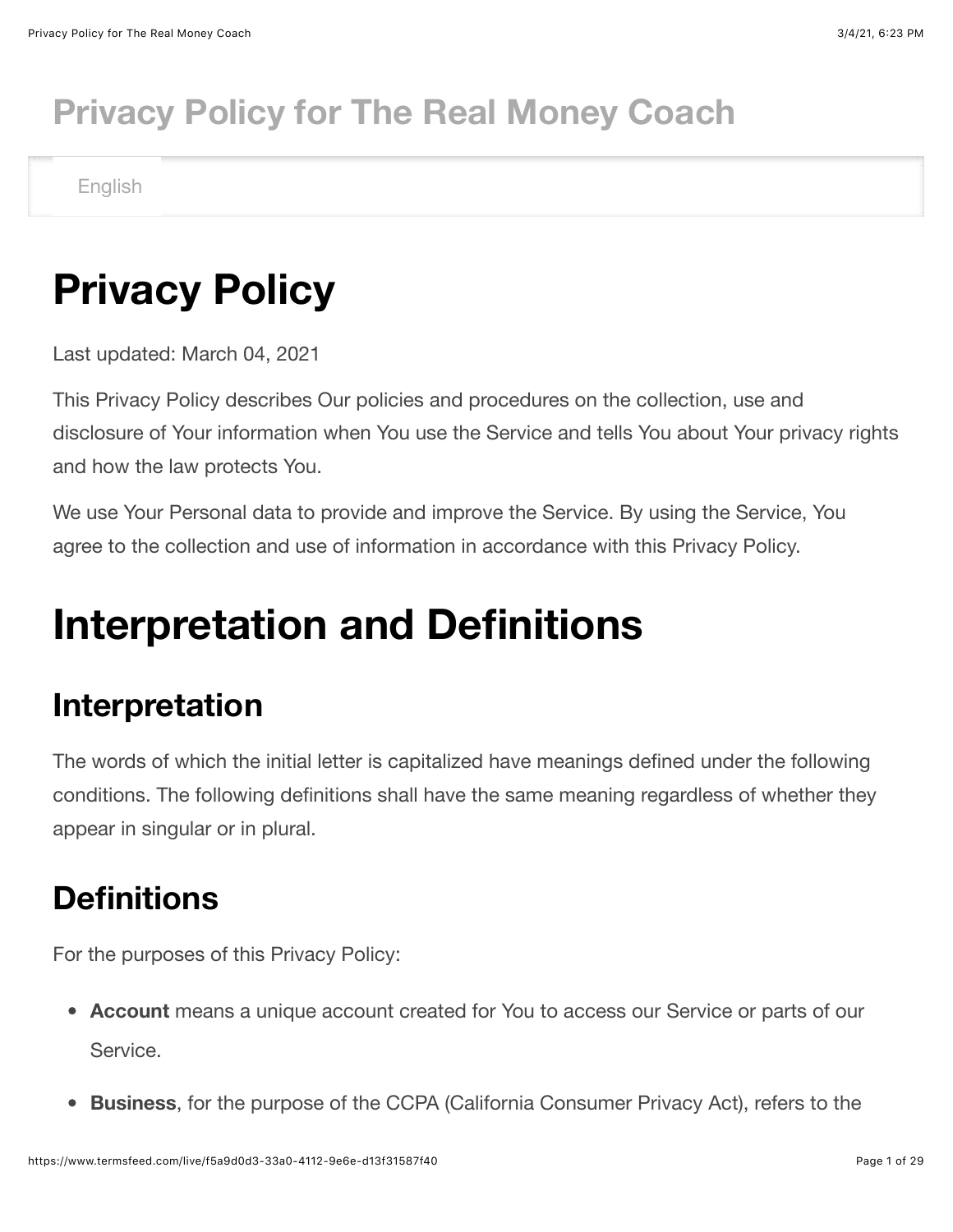# Privacy Policy for The Real Money Coach

English

# Privacy Policy

Last updated: March 04, 2021

This Privacy Policy describes Our policies and procedures on the collection, use and disclosure of Your information when You use the Service and tells You about Your privacy rights and how the law protects You.

We use Your Personal data to provide and improve the Service. By using the Service, You agree to the collection and use of information in accordance with this Privacy Policy.

# Interpretation and Definitions

## Interpretation

The words of which the initial letter is capitalized have meanings defined under the following conditions. The following definitions shall have the same meaning regardless of whether they appear in singular or in plural.

## Definitions

For the purposes of this Privacy Policy:

- **Account** means a unique account created for You to access our Service or parts of our Service.
- **Business**, for the purpose of the CCPA (California Consumer Privacy Act), refers to the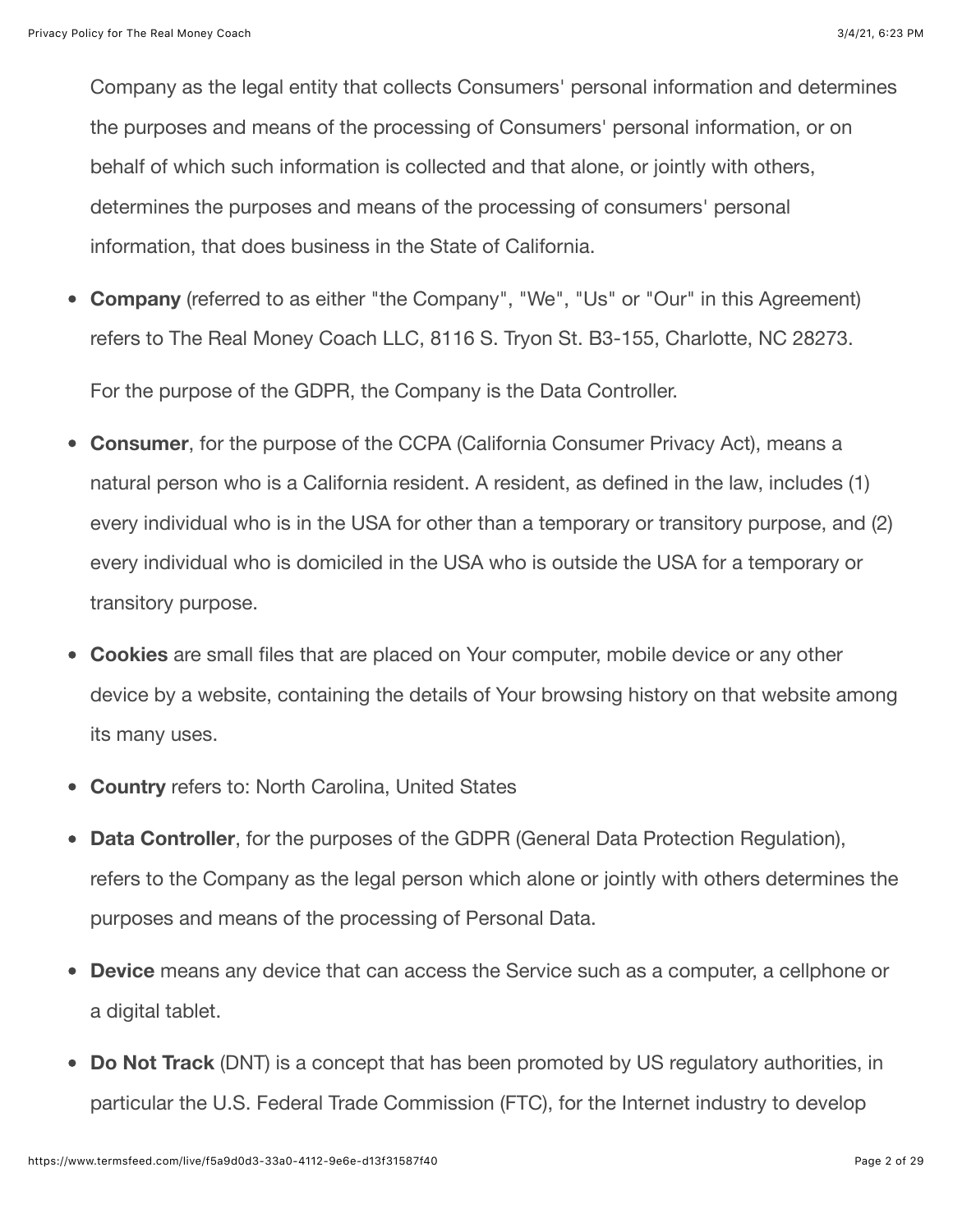Company as the legal entity that collects Consumers' personal information and determines the purposes and means of the processing of Consumers' personal information, or on behalf of which such information is collected and that alone, or jointly with others, determines the purposes and means of the processing of consumers' personal information, that does business in the State of California.

- **Company** (referred to as either "the Company", "We", "Us" or "Our" in this Agreement) refers to The Real Money Coach LLC, 8116 S. Tryon St. B3-155, Charlotte, NC 28273.

  For the purpose of the GDPR, the Company is the Data Controller.

- **Consumer**, for the purpose of the CCPA (California Consumer Privacy Act), means a natural person who is a California resident. A resident, as defined in the law, includes (1) every individual who is in the USA for other than a temporary or transitory purpose, and (2) every individual who is domiciled in the USA who is outside the USA for a temporary or transitory purpose.
- **Cookies** are small files that are placed on Your computer, mobile device or any other device by a website, containing the details of Your browsing history on that website among its many uses.
- **Country** refers to: North Carolina, United States
- **Data Controller**, for the purposes of the GDPR (General Data Protection Regulation), refers to the Company as the legal person which alone or jointly with others determines the purposes and means of the processing of Personal Data.
- **Device** means any device that can access the Service such as a computer, a cellphone or a digital tablet.
- **Do Not Track** (DNT) is a concept that has been promoted by US regulatory authorities, in particular the U.S. Federal Trade Commission (FTC), for the Internet industry to develop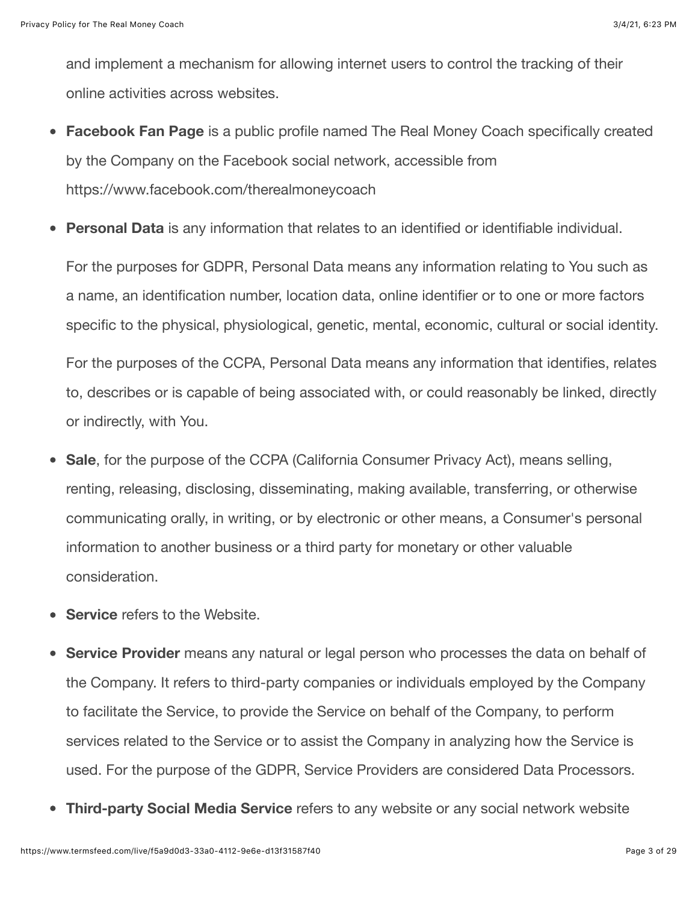and implement a mechanism for allowing internet users to control the tracking of their online activities across websites.

- **Facebook Fan Page** is a public profile named The Real Money Coach specifically created by the Company on the Facebook social network, accessible from https://www.facebook.com/therealmoneycoach
- **Personal Data** is any information that relates to an identified or identifiable individual.

  For the purposes for GDPR, Personal Data means any information relating to You such as a name, an identification number, location data, online identifier or to one or more factors specific to the physical, physiological, genetic, mental, economic, cultural or social identity.

  For the purposes of the CCPA, Personal Data means any information that identifies, relates to, describes or is capable of being associated with, or could reasonably be linked, directly or indirectly, with You.
- **Sale**, for the purpose of the CCPA (California Consumer Privacy Act), means selling, renting, releasing, disclosing, disseminating, making available, transferring, or otherwise communicating orally, in writing, or by electronic or other means, a Consumer's personal information to another business or a third party for monetary or other valuable consideration.
- **Service** refers to the Website.
- **Service Provider** means any natural or legal person who processes the data on behalf of the Company. It refers to third-party companies or individuals employed by the Company to facilitate the Service, to provide the Service on behalf of the Company, to perform services related to the Service or to assist the Company in analyzing how the Service is used. For the purpose of the GDPR, Service Providers are considered Data Processors.
- **Third-party Social Media Service** refers to any website or any social network website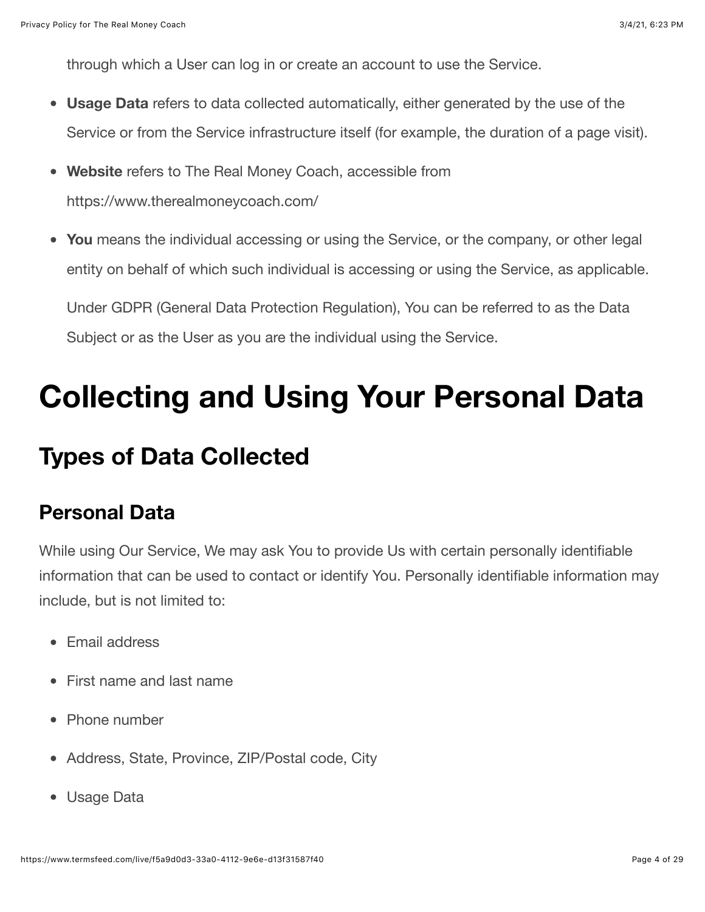through which a User can log in or create an account to use the Service.

- **Usage Data** refers to data collected automatically, either generated by the use of the Service or from the Service infrastructure itself (for example, the duration of a page visit).
- **Website** refers to The Real Money Coach, accessible from https://www.therealmoneycoach.com/
- **You** means the individual accessing or using the Service, or the company, or other legal entity on behalf of which such individual is accessing or using the Service, as applicable.

  Under GDPR (General Data Protection Regulation), You can be referred to as the Data Subject or as the User as you are the individual using the Service.

# Collecting and Using Your Personal Data

## Types of Data Collected

### Personal Data

While using Our Service, We may ask You to provide Us with certain personally identifiable information that can be used to contact or identify You. Personally identifiable information may include, but is not limited to:

- Email address
- First name and last name
- Phone number
- Address, State, Province, ZIP/Postal code, City
- Usage Data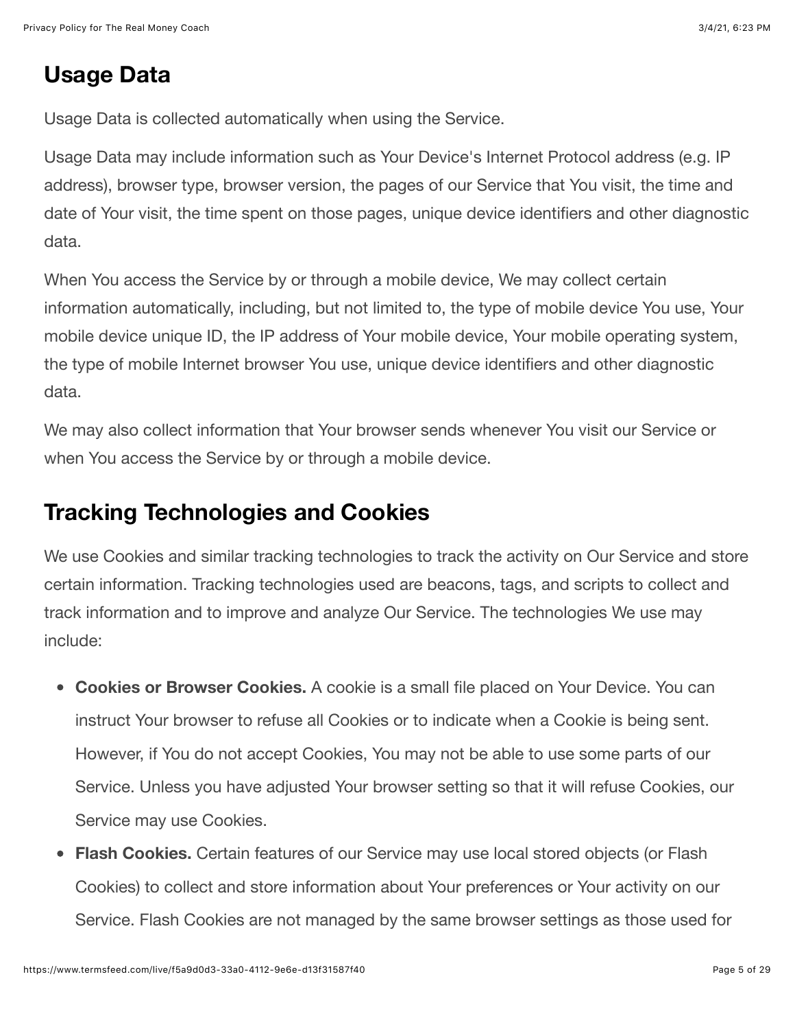## Usage Data

Usage Data is collected automatically when using the Service.

Usage Data may include information such as Your Device's Internet Protocol address (e.g. IP address), browser type, browser version, the pages of our Service that You visit, the time and date of Your visit, the time spent on those pages, unique device identifiers and other diagnostic data.

When You access the Service by or through a mobile device, We may collect certain information automatically, including, but not limited to, the type of mobile device You use, Your mobile device unique ID, the IP address of Your mobile device, Your mobile operating system, the type of mobile Internet browser You use, unique device identifiers and other diagnostic data.

We may also collect information that Your browser sends whenever You visit our Service or when You access the Service by or through a mobile device.

## Tracking Technologies and Cookies

We use Cookies and similar tracking technologies to track the activity on Our Service and store certain information. Tracking technologies used are beacons, tags, and scripts to collect and track information and to improve and analyze Our Service. The technologies We use may include:

- **Cookies or Browser Cookies.** A cookie is a small file placed on Your Device. You can instruct Your browser to refuse all Cookies or to indicate when a Cookie is being sent. However, if You do not accept Cookies, You may not be able to use some parts of our Service. Unless you have adjusted Your browser setting so that it will refuse Cookies, our Service may use Cookies.
- **Flash Cookies.** Certain features of our Service may use local stored objects (or Flash Cookies) to collect and store information about Your preferences or Your activity on our Service. Flash Cookies are not managed by the same browser settings as those used for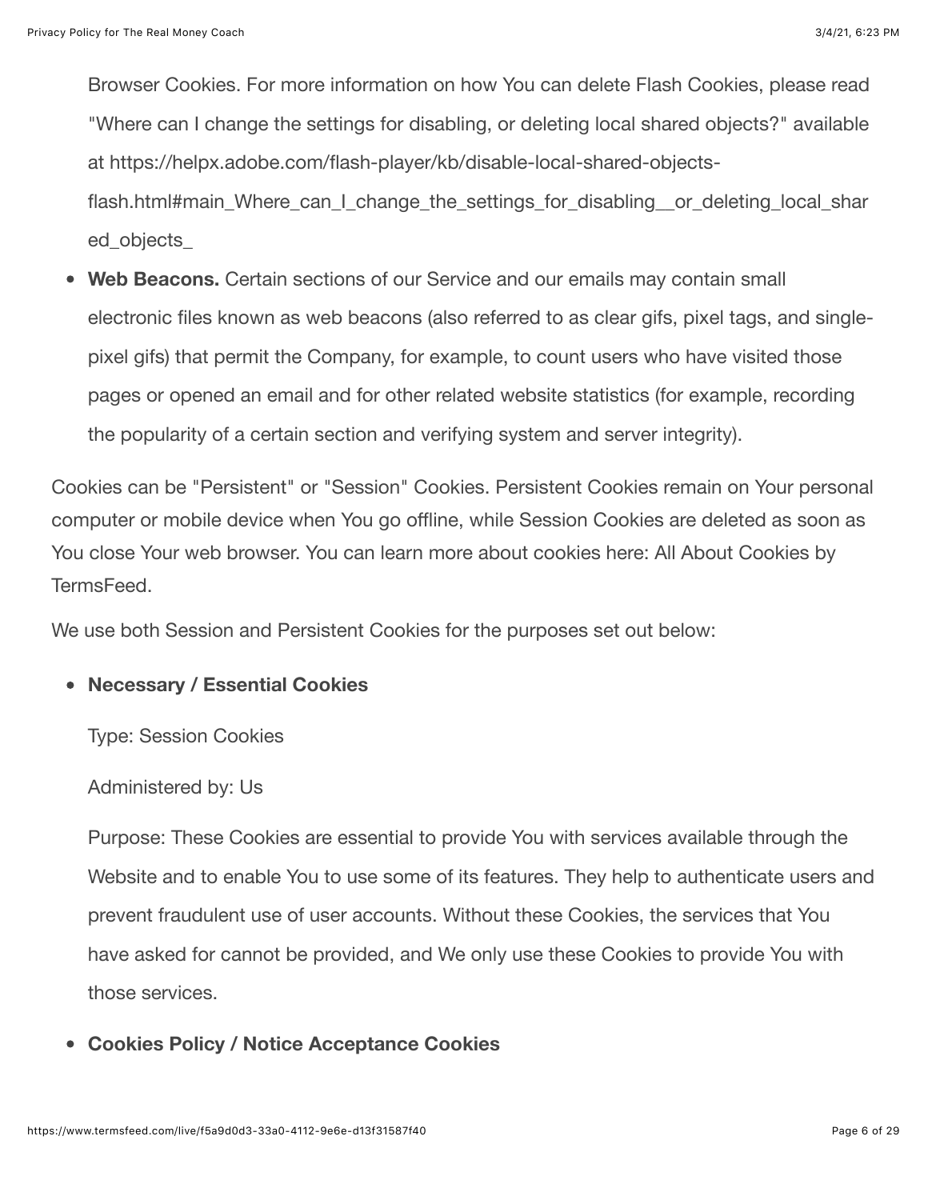Browser Cookies. For more information on how You can delete Flash Cookies, please read "Where can I change the settings for disabling, or deleting local shared objects?" available at https://helpx.adobe.com/flash-player/kb/disable-local-shared-objects-flash.html#main_Where_can_I_change_the_settings_for_disabling__or_deleting_local_shared_objects_

- **Web Beacons.** Certain sections of our Service and our emails may contain small electronic files known as web beacons (also referred to as clear gifs, pixel tags, and single-pixel gifs) that permit the Company, for example, to count users who have visited those pages or opened an email and for other related website statistics (for example, recording the popularity of a certain section and verifying system and server integrity).

Cookies can be "Persistent" or "Session" Cookies. Persistent Cookies remain on Your personal computer or mobile device when You go offline, while Session Cookies are deleted as soon as You close Your web browser. You can learn more about cookies here: All About Cookies by TermsFeed.

We use both Session and Persistent Cookies for the purposes set out below:

- **Necessary / Essential Cookies**

  Type: Session Cookies

  Administered by: Us

  Purpose: These Cookies are essential to provide You with services available through the Website and to enable You to use some of its features. They help to authenticate users and prevent fraudulent use of user accounts. Without these Cookies, the services that You have asked for cannot be provided, and We only use these Cookies to provide You with those services.

- **Cookies Policy / Notice Acceptance Cookies**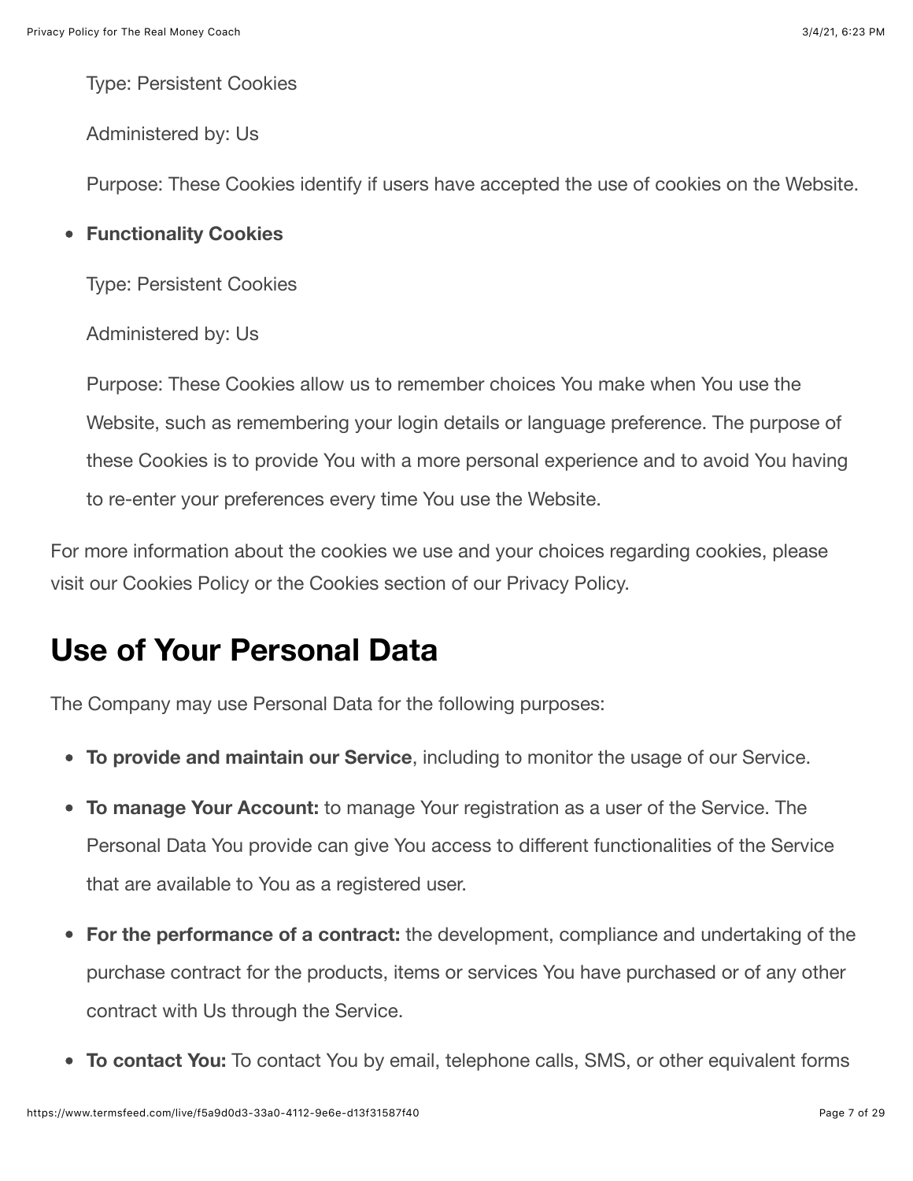Type: Persistent Cookies

Administered by: Us

Purpose: These Cookies identify if users have accepted the use of cookies on the Website.

- **Functionality Cookies**

  Type: Persistent Cookies

  Administered by: Us

  Purpose: These Cookies allow us to remember choices You make when You use the Website, such as remembering your login details or language preference. The purpose of these Cookies is to provide You with a more personal experience and to avoid You having to re-enter your preferences every time You use the Website.

For more information about the cookies we use and your choices regarding cookies, please visit our Cookies Policy or the Cookies section of our Privacy Policy.

## Use of Your Personal Data

The Company may use Personal Data for the following purposes:

- **To provide and maintain our Service**, including to monitor the usage of our Service.
- **To manage Your Account:** to manage Your registration as a user of the Service. The Personal Data You provide can give You access to different functionalities of the Service that are available to You as a registered user.
- **For the performance of a contract:** the development, compliance and undertaking of the purchase contract for the products, items or services You have purchased or of any other contract with Us through the Service.
- **To contact You:** To contact You by email, telephone calls, SMS, or other equivalent forms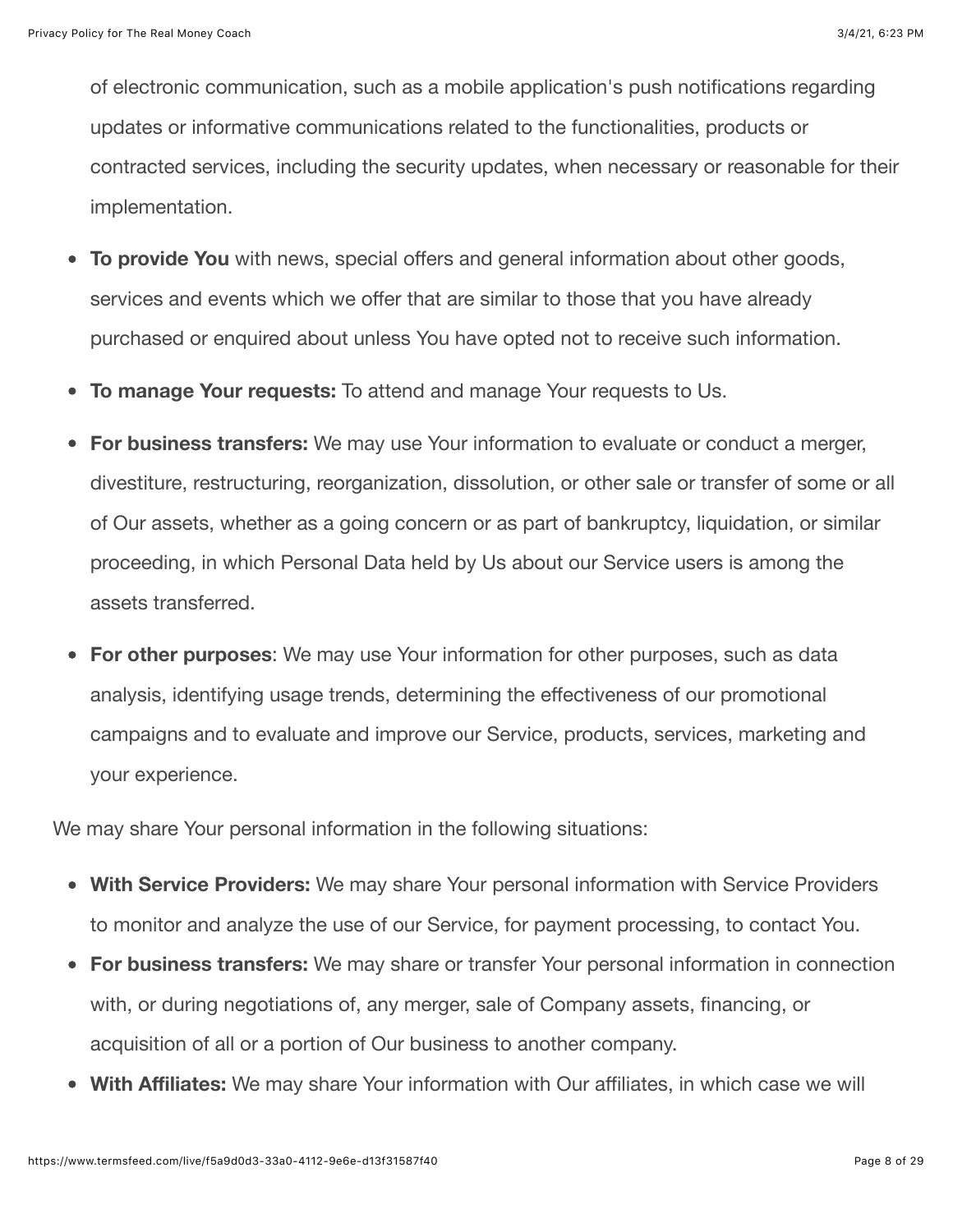of electronic communication, such as a mobile application's push notifications regarding updates or informative communications related to the functionalities, products or contracted services, including the security updates, when necessary or reasonable for their implementation.

- **To provide You** with news, special offers and general information about other goods, services and events which we offer that are similar to those that you have already purchased or enquired about unless You have opted not to receive such information.
- **To manage Your requests:** To attend and manage Your requests to Us.
- **For business transfers:** We may use Your information to evaluate or conduct a merger, divestiture, restructuring, reorganization, dissolution, or other sale or transfer of some or all of Our assets, whether as a going concern or as part of bankruptcy, liquidation, or similar proceeding, in which Personal Data held by Us about our Service users is among the assets transferred.
- **For other purposes**: We may use Your information for other purposes, such as data analysis, identifying usage trends, determining the effectiveness of our promotional campaigns and to evaluate and improve our Service, products, services, marketing and your experience.

We may share Your personal information in the following situations:

- **With Service Providers:** We may share Your personal information with Service Providers to monitor and analyze the use of our Service, for payment processing, to contact You.
- **For business transfers:** We may share or transfer Your personal information in connection with, or during negotiations of, any merger, sale of Company assets, financing, or acquisition of all or a portion of Our business to another company.
- **With Affiliates:** We may share Your information with Our affiliates, in which case we will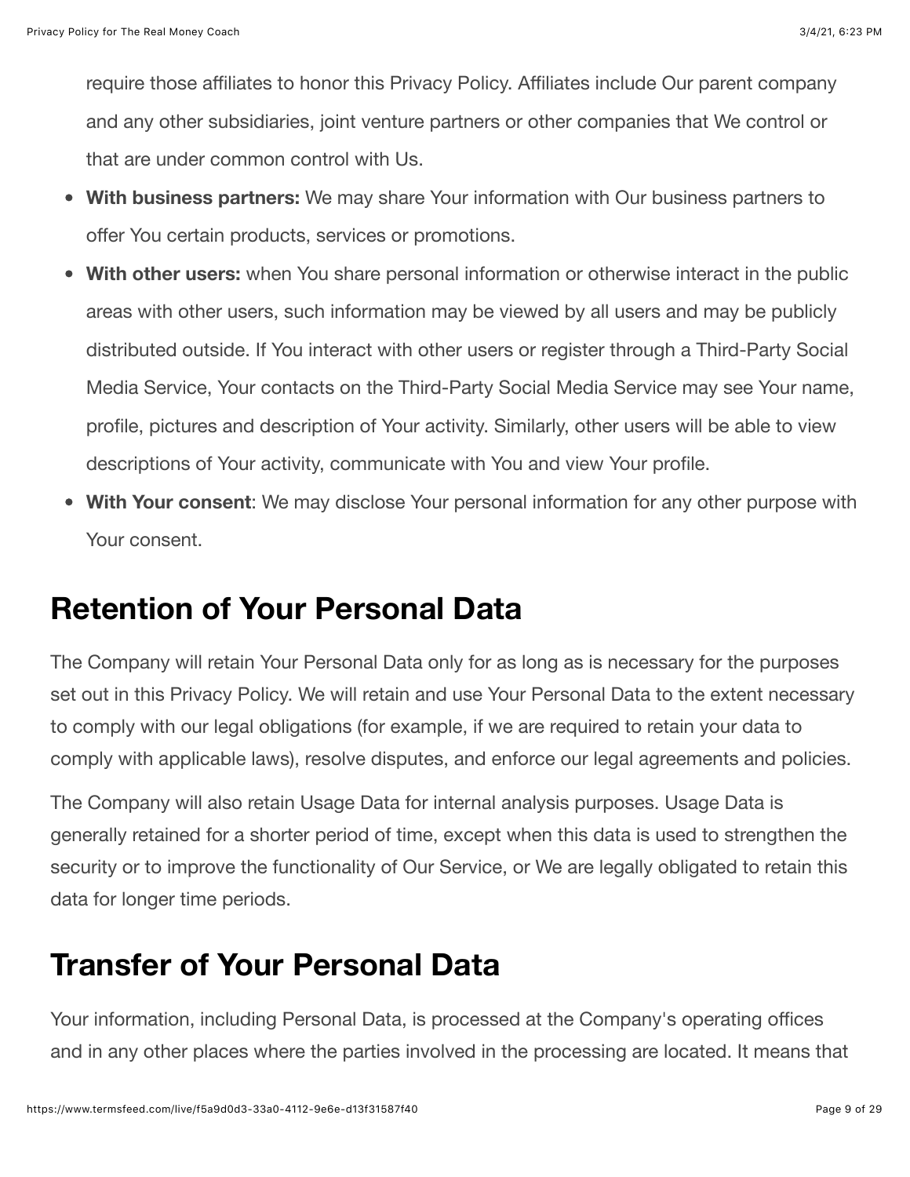require those affiliates to honor this Privacy Policy. Affiliates include Our parent company and any other subsidiaries, joint venture partners or other companies that We control or that are under common control with Us.

- **With business partners:** We may share Your information with Our business partners to offer You certain products, services or promotions.
- **With other users:** when You share personal information or otherwise interact in the public areas with other users, such information may be viewed by all users and may be publicly distributed outside. If You interact with other users or register through a Third-Party Social Media Service, Your contacts on the Third-Party Social Media Service may see Your name, profile, pictures and description of Your activity. Similarly, other users will be able to view descriptions of Your activity, communicate with You and view Your profile.
- **With Your consent**: We may disclose Your personal information for any other purpose with Your consent.

# Retention of Your Personal Data

The Company will retain Your Personal Data only for as long as is necessary for the purposes set out in this Privacy Policy. We will retain and use Your Personal Data to the extent necessary to comply with our legal obligations (for example, if we are required to retain your data to comply with applicable laws), resolve disputes, and enforce our legal agreements and policies.

The Company will also retain Usage Data for internal analysis purposes. Usage Data is generally retained for a shorter period of time, except when this data is used to strengthen the security or to improve the functionality of Our Service, or We are legally obligated to retain this data for longer time periods.

# Transfer of Your Personal Data

Your information, including Personal Data, is processed at the Company's operating offices and in any other places where the parties involved in the processing are located. It means that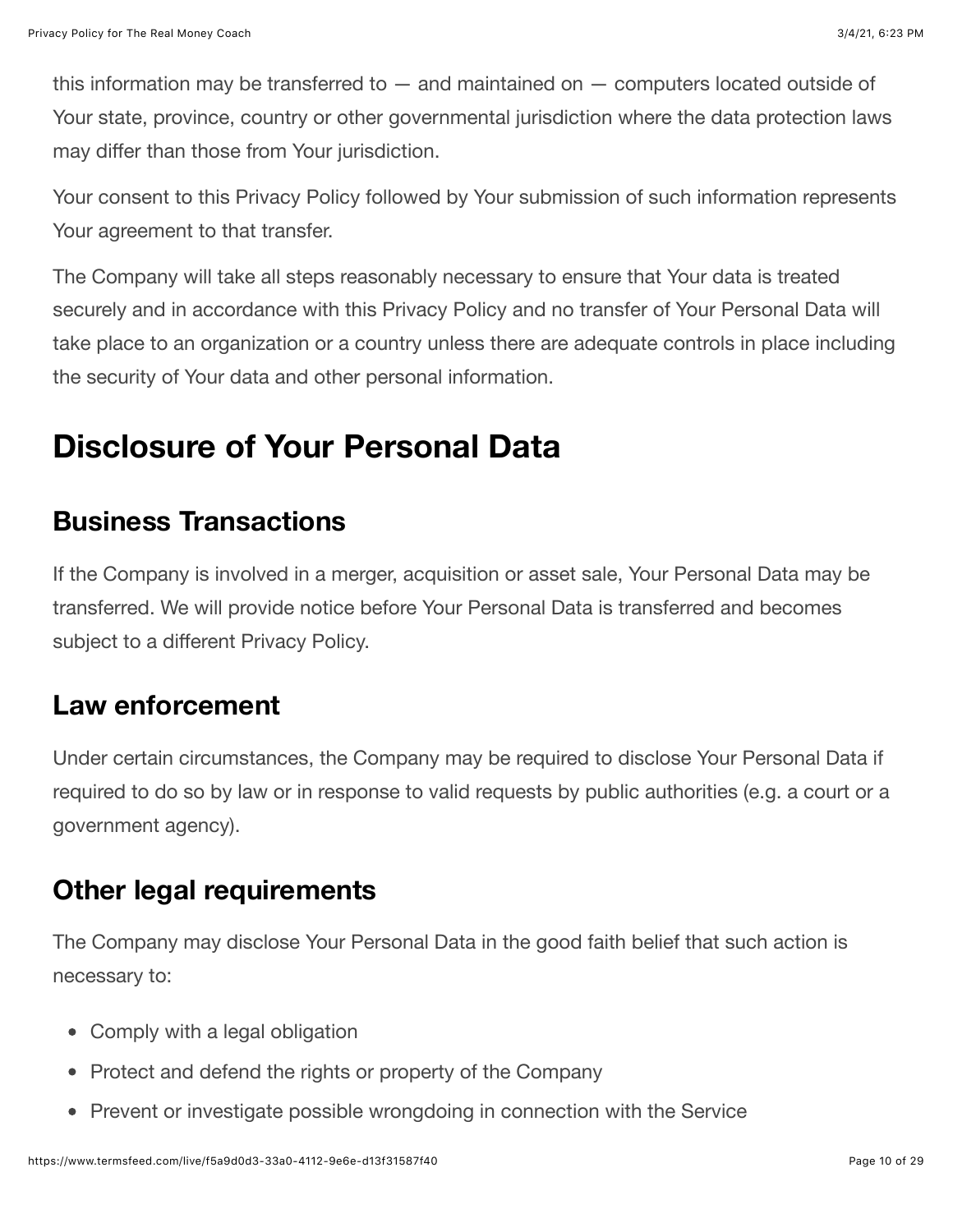this information may be transferred to — and maintained on — computers located outside of Your state, province, country or other governmental jurisdiction where the data protection laws may differ than those from Your jurisdiction.

Your consent to this Privacy Policy followed by Your submission of such information represents Your agreement to that transfer.

The Company will take all steps reasonably necessary to ensure that Your data is treated securely and in accordance with this Privacy Policy and no transfer of Your Personal Data will take place to an organization or a country unless there are adequate controls in place including the security of Your data and other personal information.

# Disclosure of Your Personal Data

## Business Transactions

If the Company is involved in a merger, acquisition or asset sale, Your Personal Data may be transferred. We will provide notice before Your Personal Data is transferred and becomes subject to a different Privacy Policy.

## Law enforcement

Under certain circumstances, the Company may be required to disclose Your Personal Data if required to do so by law or in response to valid requests by public authorities (e.g. a court or a government agency).

## Other legal requirements

The Company may disclose Your Personal Data in the good faith belief that such action is necessary to:

- Comply with a legal obligation
- Protect and defend the rights or property of the Company
- Prevent or investigate possible wrongdoing in connection with the Service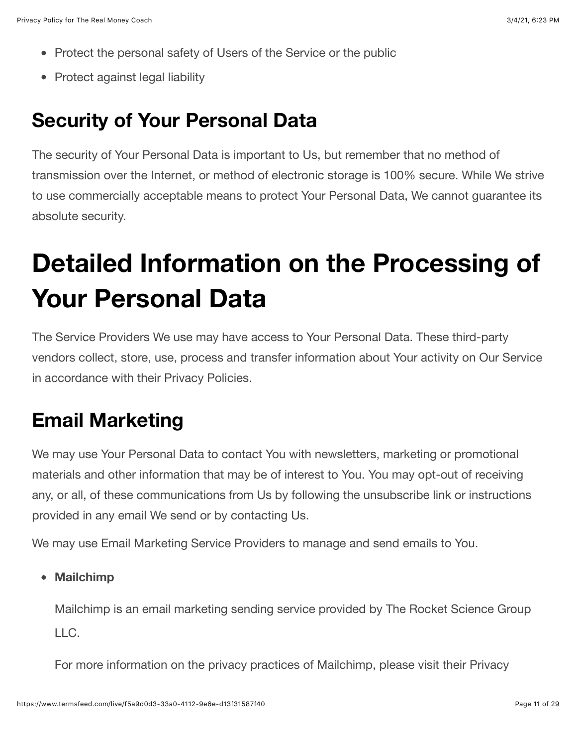- Protect the personal safety of Users of the Service or the public
- Protect against legal liability

## Security of Your Personal Data

The security of Your Personal Data is important to Us, but remember that no method of transmission over the Internet, or method of electronic storage is 100% secure. While We strive to use commercially acceptable means to protect Your Personal Data, We cannot guarantee its absolute security.

# Detailed Information on the Processing of Your Personal Data

The Service Providers We use may have access to Your Personal Data. These third-party vendors collect, store, use, process and transfer information about Your activity on Our Service in accordance with their Privacy Policies.

## Email Marketing

We may use Your Personal Data to contact You with newsletters, marketing or promotional materials and other information that may be of interest to You. You may opt-out of receiving any, or all, of these communications from Us by following the unsubscribe link or instructions provided in any email We send or by contacting Us.

We may use Email Marketing Service Providers to manage and send emails to You.

- **Mailchimp**

  Mailchimp is an email marketing sending service provided by The Rocket Science Group LLC.

  For more information on the privacy practices of Mailchimp, please visit their Privacy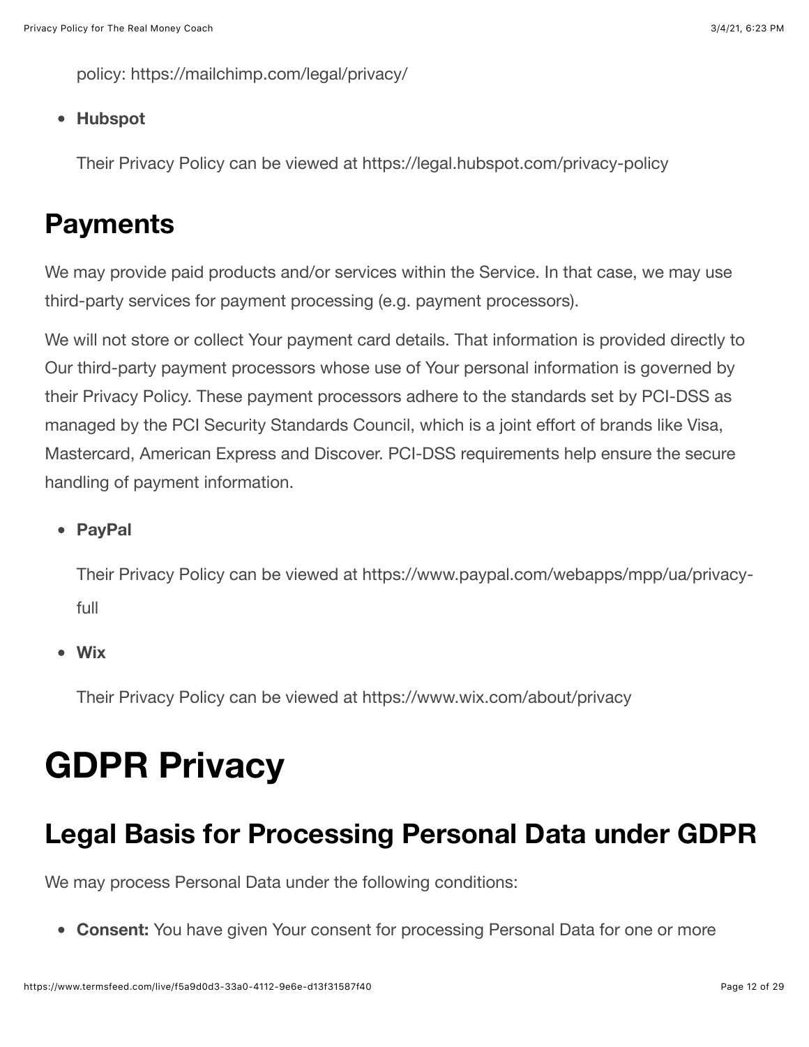policy: https://mailchimp.com/legal/privacy/

- **Hubspot**

  Their Privacy Policy can be viewed at https://legal.hubspot.com/privacy-policy

## Payments

We may provide paid products and/or services within the Service. In that case, we may use third-party services for payment processing (e.g. payment processors).

We will not store or collect Your payment card details. That information is provided directly to Our third-party payment processors whose use of Your personal information is governed by their Privacy Policy. These payment processors adhere to the standards set by PCI-DSS as managed by the PCI Security Standards Council, which is a joint effort of brands like Visa, Mastercard, American Express and Discover. PCI-DSS requirements help ensure the secure handling of payment information.

- **PayPal**

  Their Privacy Policy can be viewed at https://www.paypal.com/webapps/mpp/ua/privacy-full

- **Wix**

  Their Privacy Policy can be viewed at https://www.wix.com/about/privacy

# GDPR Privacy

## Legal Basis for Processing Personal Data under GDPR

We may process Personal Data under the following conditions:

- **Consent:** You have given Your consent for processing Personal Data for one or more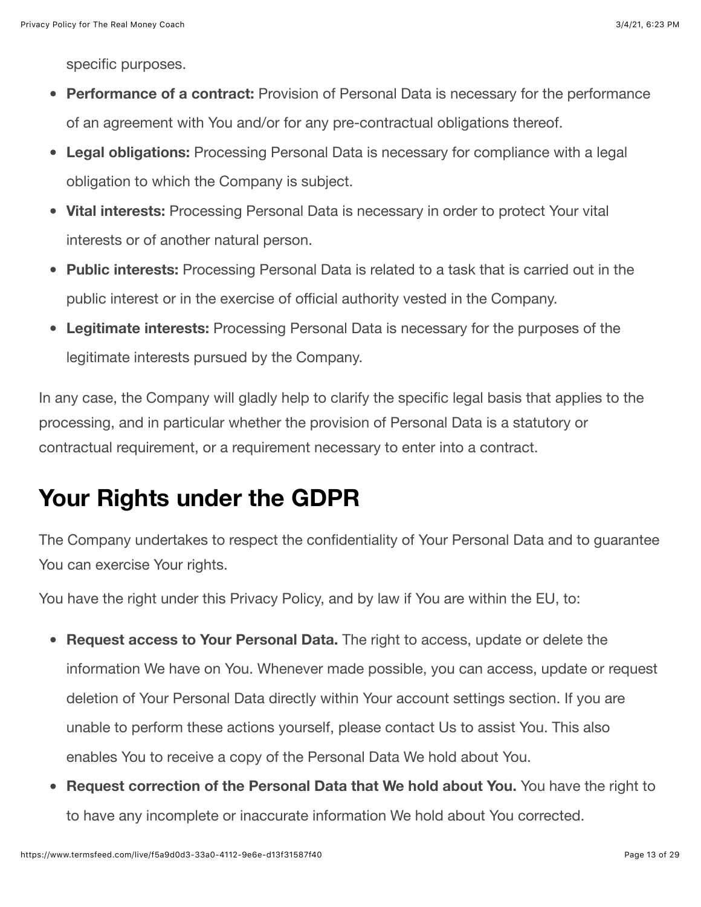specific purposes.

- **Performance of a contract:** Provision of Personal Data is necessary for the performance of an agreement with You and/or for any pre-contractual obligations thereof.
- **Legal obligations:** Processing Personal Data is necessary for compliance with a legal obligation to which the Company is subject.
- **Vital interests:** Processing Personal Data is necessary in order to protect Your vital interests or of another natural person.
- **Public interests:** Processing Personal Data is related to a task that is carried out in the public interest or in the exercise of official authority vested in the Company.
- **Legitimate interests:** Processing Personal Data is necessary for the purposes of the legitimate interests pursued by the Company.

In any case, the Company will gladly help to clarify the specific legal basis that applies to the processing, and in particular whether the provision of Personal Data is a statutory or contractual requirement, or a requirement necessary to enter into a contract.

## Your Rights under the GDPR

The Company undertakes to respect the confidentiality of Your Personal Data and to guarantee You can exercise Your rights.

You have the right under this Privacy Policy, and by law if You are within the EU, to:

- **Request access to Your Personal Data.** The right to access, update or delete the information We have on You. Whenever made possible, you can access, update or request deletion of Your Personal Data directly within Your account settings section. If you are unable to perform these actions yourself, please contact Us to assist You. This also enables You to receive a copy of the Personal Data We hold about You.
- **Request correction of the Personal Data that We hold about You.** You have the right to to have any incomplete or inaccurate information We hold about You corrected.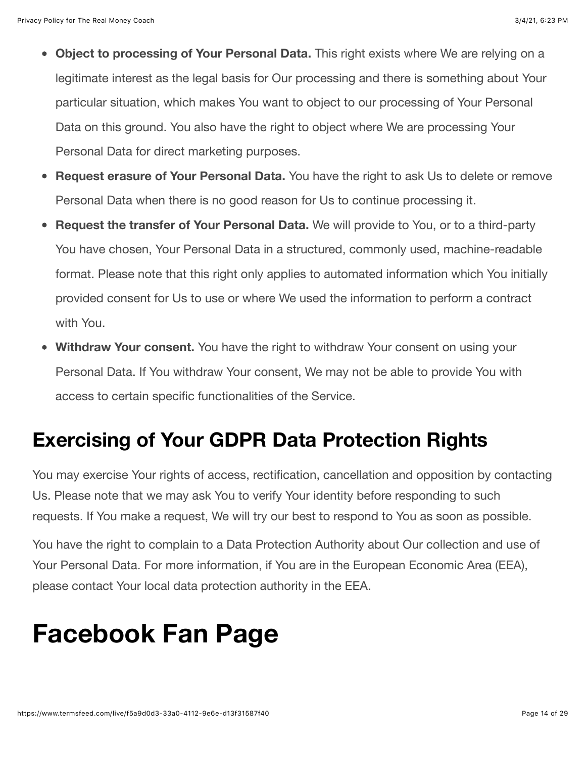- **Object to processing of Your Personal Data.** This right exists where We are relying on a legitimate interest as the legal basis for Our processing and there is something about Your particular situation, which makes You want to object to our processing of Your Personal Data on this ground. You also have the right to object where We are processing Your Personal Data for direct marketing purposes.
- **Request erasure of Your Personal Data.** You have the right to ask Us to delete or remove Personal Data when there is no good reason for Us to continue processing it.
- **Request the transfer of Your Personal Data.** We will provide to You, or to a third-party You have chosen, Your Personal Data in a structured, commonly used, machine-readable format. Please note that this right only applies to automated information which You initially provided consent for Us to use or where We used the information to perform a contract with You.
- **Withdraw Your consent.** You have the right to withdraw Your consent on using your Personal Data. If You withdraw Your consent, We may not be able to provide You with access to certain specific functionalities of the Service.

## Exercising of Your GDPR Data Protection Rights

You may exercise Your rights of access, rectification, cancellation and opposition by contacting Us. Please note that we may ask You to verify Your identity before responding to such requests. If You make a request, We will try our best to respond to You as soon as possible.

You have the right to complain to a Data Protection Authority about Our collection and use of Your Personal Data. For more information, if You are in the European Economic Area (EEA), please contact Your local data protection authority in the EEA.

# Facebook Fan Page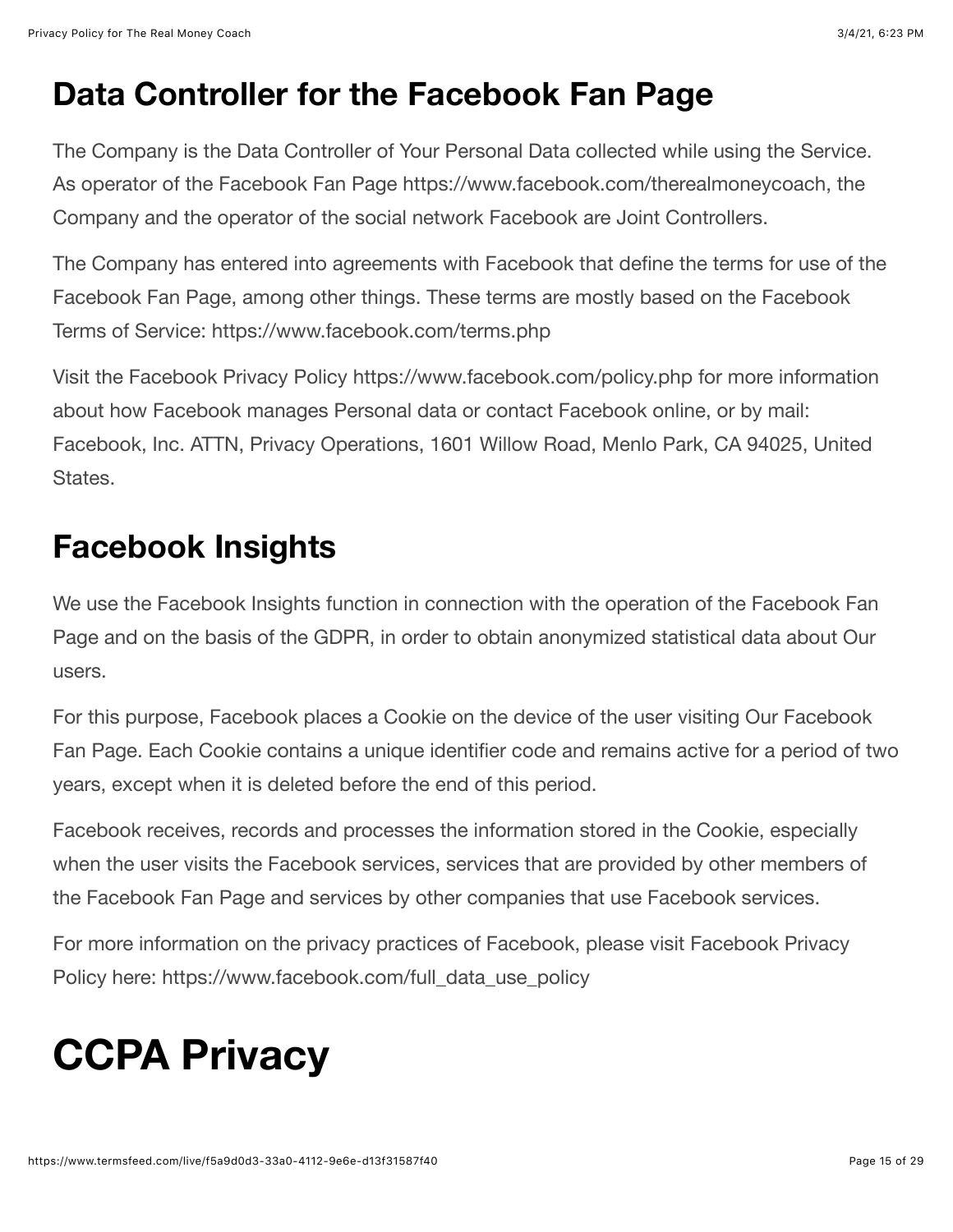## Data Controller for the Facebook Fan Page

The Company is the Data Controller of Your Personal Data collected while using the Service. As operator of the Facebook Fan Page https://www.facebook.com/therealmoneycoach, the Company and the operator of the social network Facebook are Joint Controllers.

The Company has entered into agreements with Facebook that define the terms for use of the Facebook Fan Page, among other things. These terms are mostly based on the Facebook Terms of Service: https://www.facebook.com/terms.php

Visit the Facebook Privacy Policy https://www.facebook.com/policy.php for more information about how Facebook manages Personal data or contact Facebook online, or by mail: Facebook, Inc. ATTN, Privacy Operations, 1601 Willow Road, Menlo Park, CA 94025, United States.

## Facebook Insights

We use the Facebook Insights function in connection with the operation of the Facebook Fan Page and on the basis of the GDPR, in order to obtain anonymized statistical data about Our users.

For this purpose, Facebook places a Cookie on the device of the user visiting Our Facebook Fan Page. Each Cookie contains a unique identifier code and remains active for a period of two years, except when it is deleted before the end of this period.

Facebook receives, records and processes the information stored in the Cookie, especially when the user visits the Facebook services, services that are provided by other members of the Facebook Fan Page and services by other companies that use Facebook services.

For more information on the privacy practices of Facebook, please visit Facebook Privacy Policy here: https://www.facebook.com/full_data_use_policy

# CCPA Privacy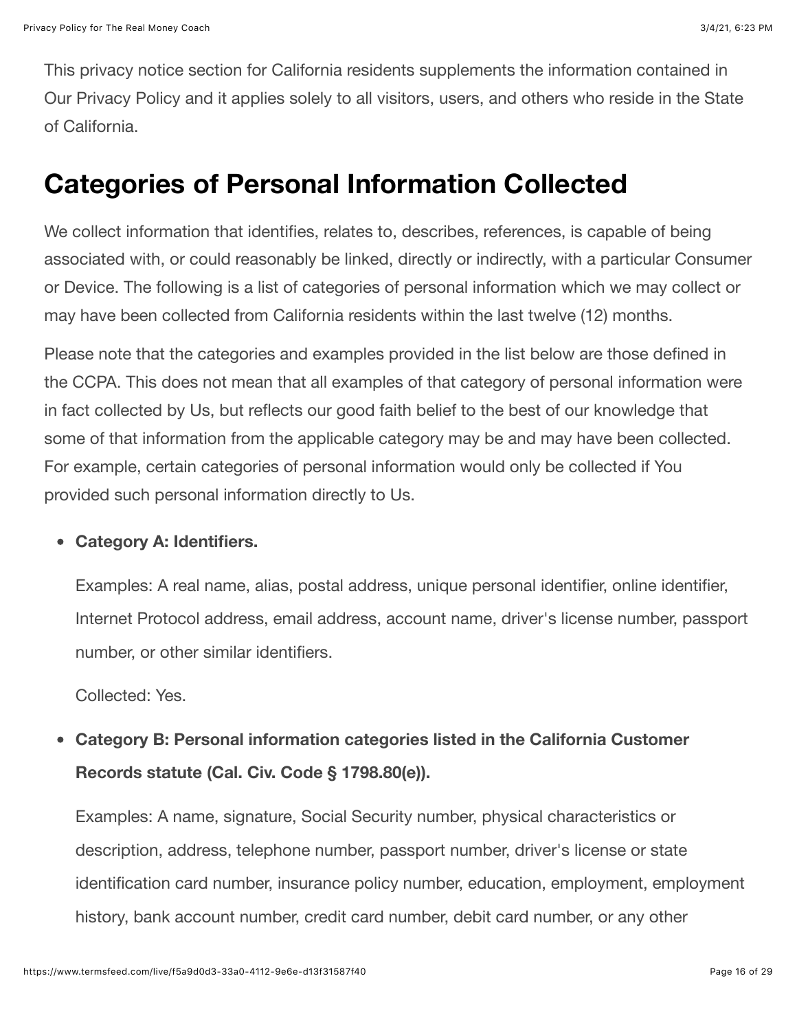This privacy notice section for California residents supplements the information contained in Our Privacy Policy and it applies solely to all visitors, users, and others who reside in the State of California.

## Categories of Personal Information Collected

We collect information that identifies, relates to, describes, references, is capable of being associated with, or could reasonably be linked, directly or indirectly, with a particular Consumer or Device. The following is a list of categories of personal information which we may collect or may have been collected from California residents within the last twelve (12) months.

Please note that the categories and examples provided in the list below are those defined in the CCPA. This does not mean that all examples of that category of personal information were in fact collected by Us, but reflects our good faith belief to the best of our knowledge that some of that information from the applicable category may be and may have been collected. For example, certain categories of personal information would only be collected if You provided such personal information directly to Us.

- **Category A: Identifiers.**

  Examples: A real name, alias, postal address, unique personal identifier, online identifier, Internet Protocol address, email address, account name, driver's license number, passport number, or other similar identifiers.

  Collected: Yes.

- **Category B: Personal information categories listed in the California Customer Records statute (Cal. Civ. Code § 1798.80(e)).**

  Examples: A name, signature, Social Security number, physical characteristics or description, address, telephone number, passport number, driver's license or state identification card number, insurance policy number, education, employment, employment history, bank account number, credit card number, debit card number, or any other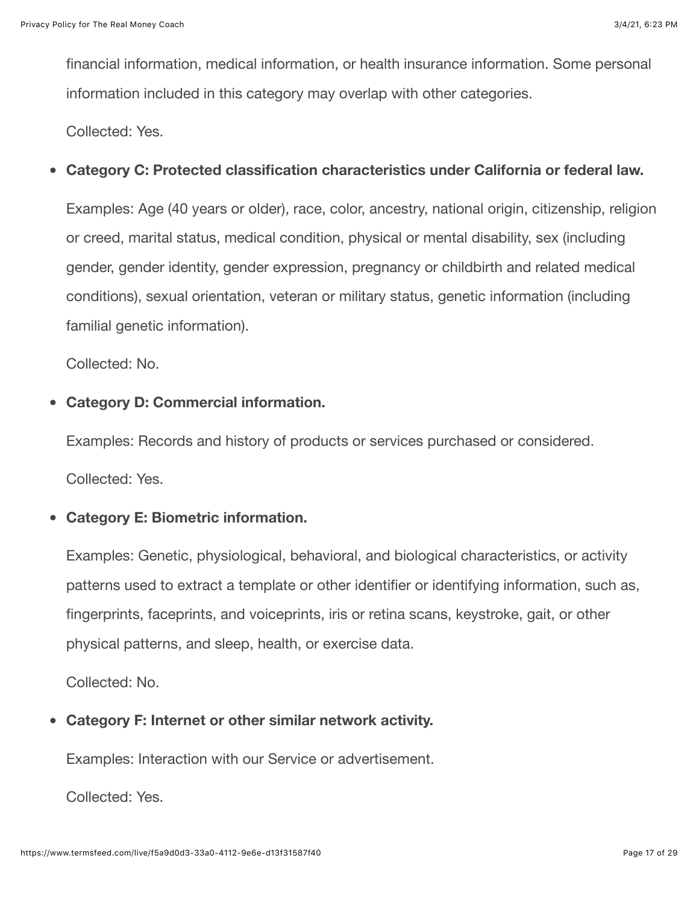financial information, medical information, or health insurance information. Some personal information included in this category may overlap with other categories.

Collected: Yes.

- **Category C: Protected classification characteristics under California or federal law.**

  Examples: Age (40 years or older), race, color, ancestry, national origin, citizenship, religion or creed, marital status, medical condition, physical or mental disability, sex (including gender, gender identity, gender expression, pregnancy or childbirth and related medical conditions), sexual orientation, veteran or military status, genetic information (including familial genetic information).

  Collected: No.

- **Category D: Commercial information.**

  Examples: Records and history of products or services purchased or considered.

  Collected: Yes.

- **Category E: Biometric information.**

  Examples: Genetic, physiological, behavioral, and biological characteristics, or activity patterns used to extract a template or other identifier or identifying information, such as, fingerprints, faceprints, and voiceprints, iris or retina scans, keystroke, gait, or other physical patterns, and sleep, health, or exercise data.

  Collected: No.

- **Category F: Internet or other similar network activity.**

  Examples: Interaction with our Service or advertisement.

  Collected: Yes.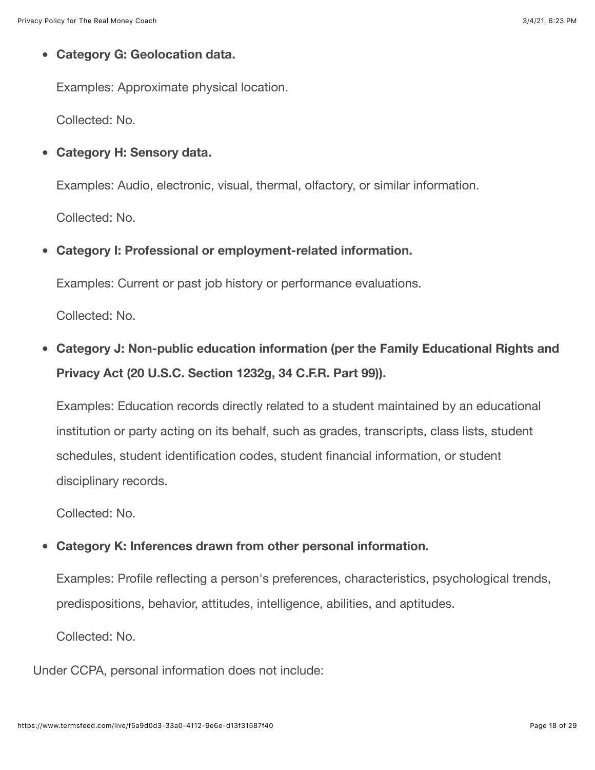- **Category G: Geolocation data.**

  Examples: Approximate physical location.

  Collected: No.

- **Category H: Sensory data.**

  Examples: Audio, electronic, visual, thermal, olfactory, or similar information.

  Collected: No.

- **Category I: Professional or employment-related information.**

  Examples: Current or past job history or performance evaluations.

  Collected: No.

- **Category J: Non-public education information (per the Family Educational Rights and Privacy Act (20 U.S.C. Section 1232g, 34 C.F.R. Part 99)).**

  Examples: Education records directly related to a student maintained by an educational institution or party acting on its behalf, such as grades, transcripts, class lists, student schedules, student identification codes, student financial information, or student disciplinary records.

  Collected: No.

- **Category K: Inferences drawn from other personal information.**

  Examples: Profile reflecting a person's preferences, characteristics, psychological trends, predispositions, behavior, attitudes, intelligence, abilities, and aptitudes.

  Collected: No.

Under CCPA, personal information does not include: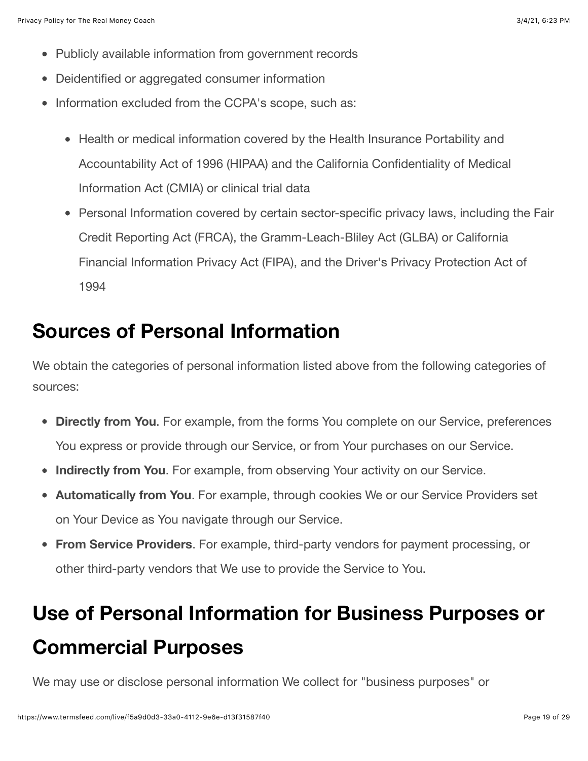- Publicly available information from government records
- Deidentified or aggregated consumer information
- Information excluded from the CCPA's scope, such as:
    - Health or medical information covered by the Health Insurance Portability and Accountability Act of 1996 (HIPAA) and the California Confidentiality of Medical Information Act (CMIA) or clinical trial data
    - Personal Information covered by certain sector-specific privacy laws, including the Fair Credit Reporting Act (FRCA), the Gramm-Leach-Bliley Act (GLBA) or California Financial Information Privacy Act (FIPA), and the Driver's Privacy Protection Act of 1994

## Sources of Personal Information

We obtain the categories of personal information listed above from the following categories of sources:

- **Directly from You**. For example, from the forms You complete on our Service, preferences You express or provide through our Service, or from Your purchases on our Service.
- **Indirectly from You**. For example, from observing Your activity on our Service.
- **Automatically from You**. For example, through cookies We or our Service Providers set on Your Device as You navigate through our Service.
- **From Service Providers**. For example, third-party vendors for payment processing, or other third-party vendors that We use to provide the Service to You.

## Use of Personal Information for Business Purposes or Commercial Purposes

We may use or disclose personal information We collect for "business purposes" or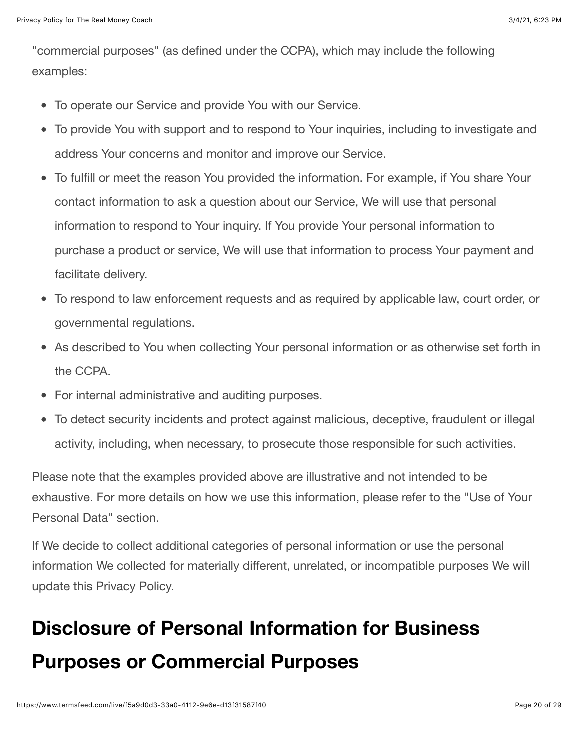"commercial purposes" (as defined under the CCPA), which may include the following examples:

- To operate our Service and provide You with our Service.
- To provide You with support and to respond to Your inquiries, including to investigate and address Your concerns and monitor and improve our Service.
- To fulfill or meet the reason You provided the information. For example, if You share Your contact information to ask a question about our Service, We will use that personal information to respond to Your inquiry. If You provide Your personal information to purchase a product or service, We will use that information to process Your payment and facilitate delivery.
- To respond to law enforcement requests and as required by applicable law, court order, or governmental regulations.
- As described to You when collecting Your personal information or as otherwise set forth in the CCPA.
- For internal administrative and auditing purposes.
- To detect security incidents and protect against malicious, deceptive, fraudulent or illegal activity, including, when necessary, to prosecute those responsible for such activities.

Please note that the examples provided above are illustrative and not intended to be exhaustive. For more details on how we use this information, please refer to the "Use of Your Personal Data" section.

If We decide to collect additional categories of personal information or use the personal information We collected for materially different, unrelated, or incompatible purposes We will update this Privacy Policy.

## Disclosure of Personal Information for Business Purposes or Commercial Purposes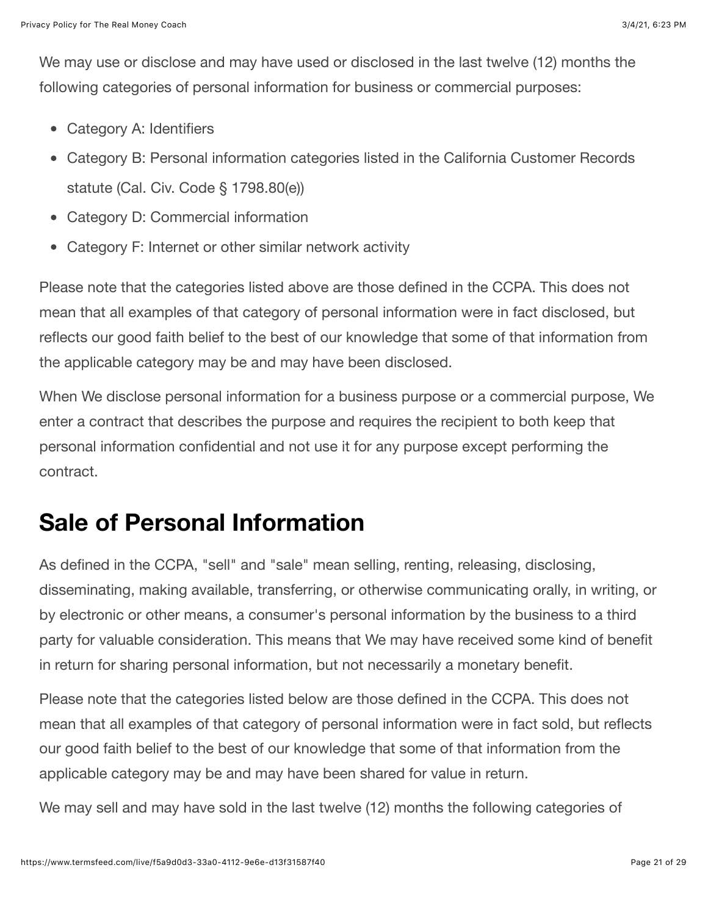We may use or disclose and may have used or disclosed in the last twelve (12) months the following categories of personal information for business or commercial purposes:

- Category A: Identifiers
- Category B: Personal information categories listed in the California Customer Records statute (Cal. Civ. Code § 1798.80(e))
- Category D: Commercial information
- Category F: Internet or other similar network activity

Please note that the categories listed above are those defined in the CCPA. This does not mean that all examples of that category of personal information were in fact disclosed, but reflects our good faith belief to the best of our knowledge that some of that information from the applicable category may be and may have been disclosed.

When We disclose personal information for a business purpose or a commercial purpose, We enter a contract that describes the purpose and requires the recipient to both keep that personal information confidential and not use it for any purpose except performing the contract.

## Sale of Personal Information

As defined in the CCPA, "sell" and "sale" mean selling, renting, releasing, disclosing, disseminating, making available, transferring, or otherwise communicating orally, in writing, or by electronic or other means, a consumer's personal information by the business to a third party for valuable consideration. This means that We may have received some kind of benefit in return for sharing personal information, but not necessarily a monetary benefit.

Please note that the categories listed below are those defined in the CCPA. This does not mean that all examples of that category of personal information were in fact sold, but reflects our good faith belief to the best of our knowledge that some of that information from the applicable category may be and may have been shared for value in return.

We may sell and may have sold in the last twelve (12) months the following categories of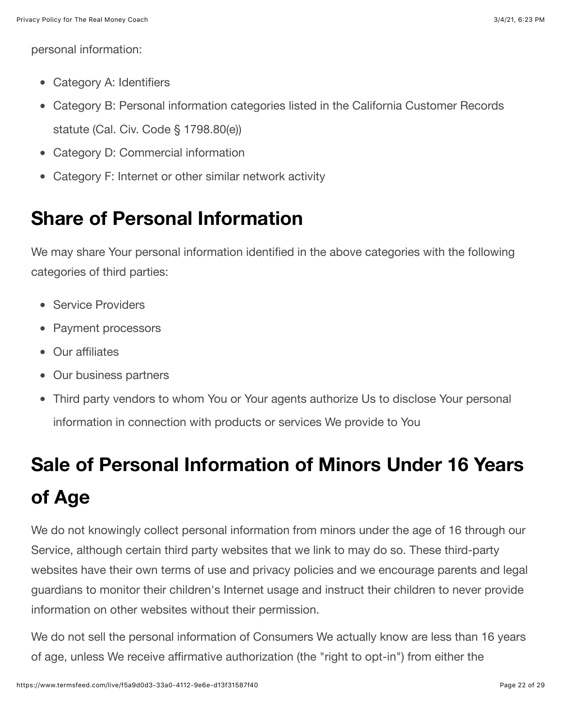personal information:

- Category A: Identifiers
- Category B: Personal information categories listed in the California Customer Records statute (Cal. Civ. Code § 1798.80(e))
- Category D: Commercial information
- Category F: Internet or other similar network activity

## Share of Personal Information

We may share Your personal information identified in the above categories with the following categories of third parties:

- Service Providers
- Payment processors
- Our affiliates
- Our business partners
- Third party vendors to whom You or Your agents authorize Us to disclose Your personal information in connection with products or services We provide to You

## Sale of Personal Information of Minors Under 16 Years of Age

We do not knowingly collect personal information from minors under the age of 16 through our Service, although certain third party websites that we link to may do so. These third-party websites have their own terms of use and privacy policies and we encourage parents and legal guardians to monitor their children's Internet usage and instruct their children to never provide information on other websites without their permission.

We do not sell the personal information of Consumers We actually know are less than 16 years of age, unless We receive affirmative authorization (the "right to opt-in") from either the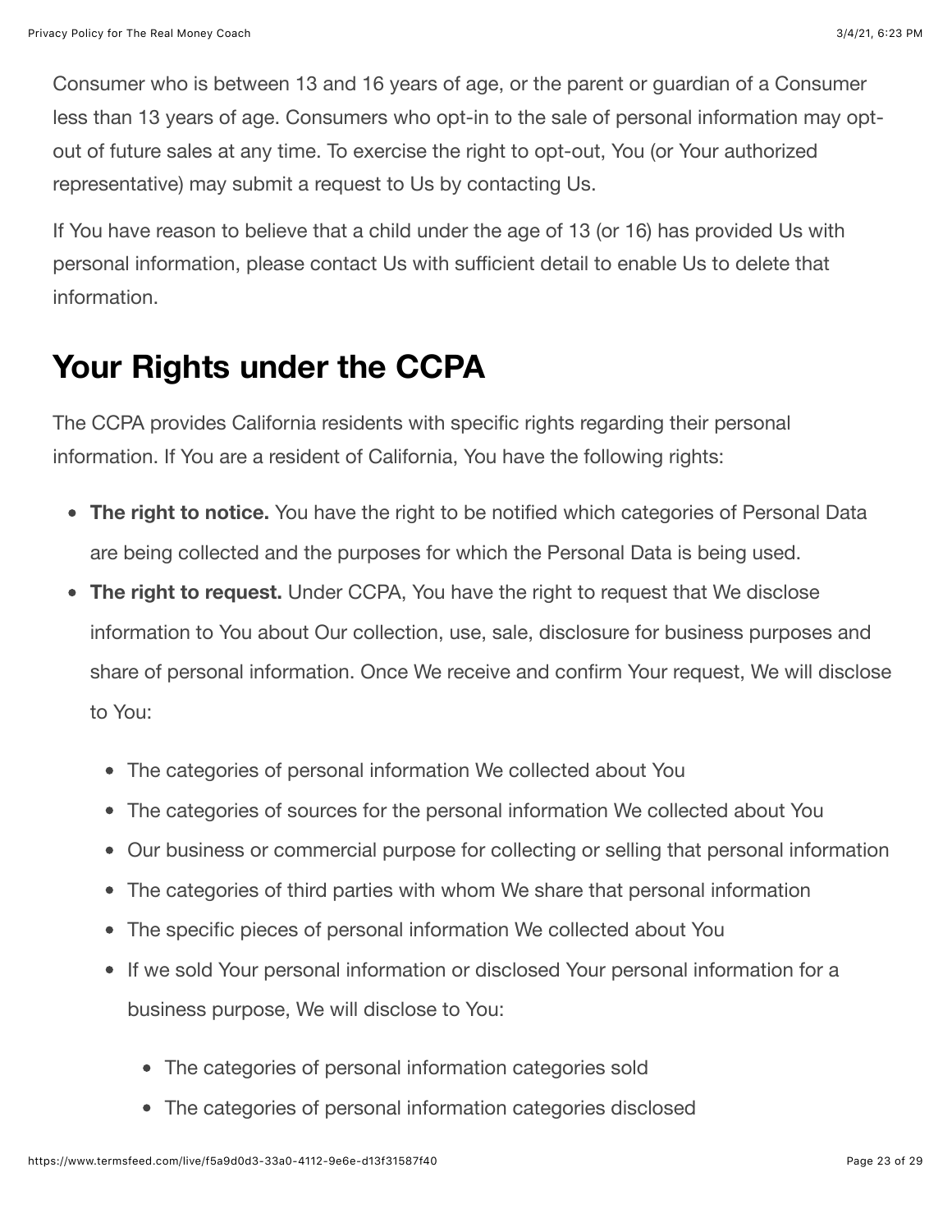Consumer who is between 13 and 16 years of age, or the parent or guardian of a Consumer less than 13 years of age. Consumers who opt-in to the sale of personal information may opt-out of future sales at any time. To exercise the right to opt-out, You (or Your authorized representative) may submit a request to Us by contacting Us.

If You have reason to believe that a child under the age of 13 (or 16) has provided Us with personal information, please contact Us with sufficient detail to enable Us to delete that information.

## Your Rights under the CCPA

The CCPA provides California residents with specific rights regarding their personal information. If You are a resident of California, You have the following rights:

- **The right to notice.** You have the right to be notified which categories of Personal Data are being collected and the purposes for which the Personal Data is being used.
- **The right to request.** Under CCPA, You have the right to request that We disclose information to You about Our collection, use, sale, disclosure for business purposes and share of personal information. Once We receive and confirm Your request, We will disclose to You:
  - The categories of personal information We collected about You
  - The categories of sources for the personal information We collected about You
  - Our business or commercial purpose for collecting or selling that personal information
  - The categories of third parties with whom We share that personal information
  - The specific pieces of personal information We collected about You
  - If we sold Your personal information or disclosed Your personal information for a business purpose, We will disclose to You:
    - The categories of personal information categories sold
    - The categories of personal information categories disclosed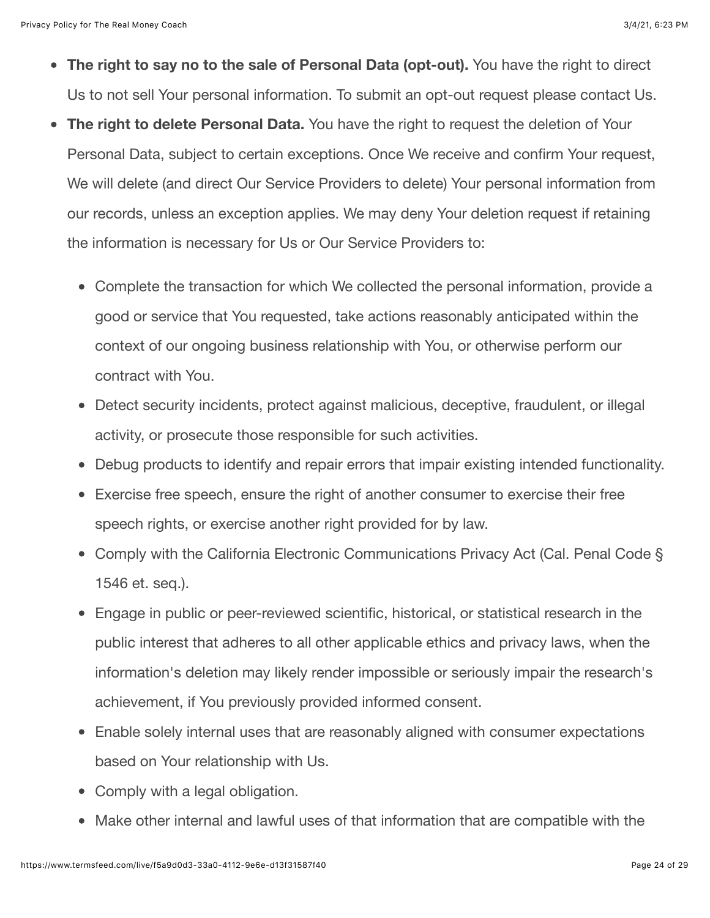- **The right to say no to the sale of Personal Data (opt-out).** You have the right to direct Us to not sell Your personal information. To submit an opt-out request please contact Us.
- **The right to delete Personal Data.** You have the right to request the deletion of Your Personal Data, subject to certain exceptions. Once We receive and confirm Your request, We will delete (and direct Our Service Providers to delete) Your personal information from our records, unless an exception applies. We may deny Your deletion request if retaining the information is necessary for Us or Our Service Providers to:
  - Complete the transaction for which We collected the personal information, provide a good or service that You requested, take actions reasonably anticipated within the context of our ongoing business relationship with You, or otherwise perform our contract with You.
  - Detect security incidents, protect against malicious, deceptive, fraudulent, or illegal activity, or prosecute those responsible for such activities.
  - Debug products to identify and repair errors that impair existing intended functionality.
  - Exercise free speech, ensure the right of another consumer to exercise their free speech rights, or exercise another right provided for by law.
  - Comply with the California Electronic Communications Privacy Act (Cal. Penal Code § 1546 et. seq.).
  - Engage in public or peer-reviewed scientific, historical, or statistical research in the public interest that adheres to all other applicable ethics and privacy laws, when the information's deletion may likely render impossible or seriously impair the research's achievement, if You previously provided informed consent.
  - Enable solely internal uses that are reasonably aligned with consumer expectations based on Your relationship with Us.
  - Comply with a legal obligation.
  - Make other internal and lawful uses of that information that are compatible with the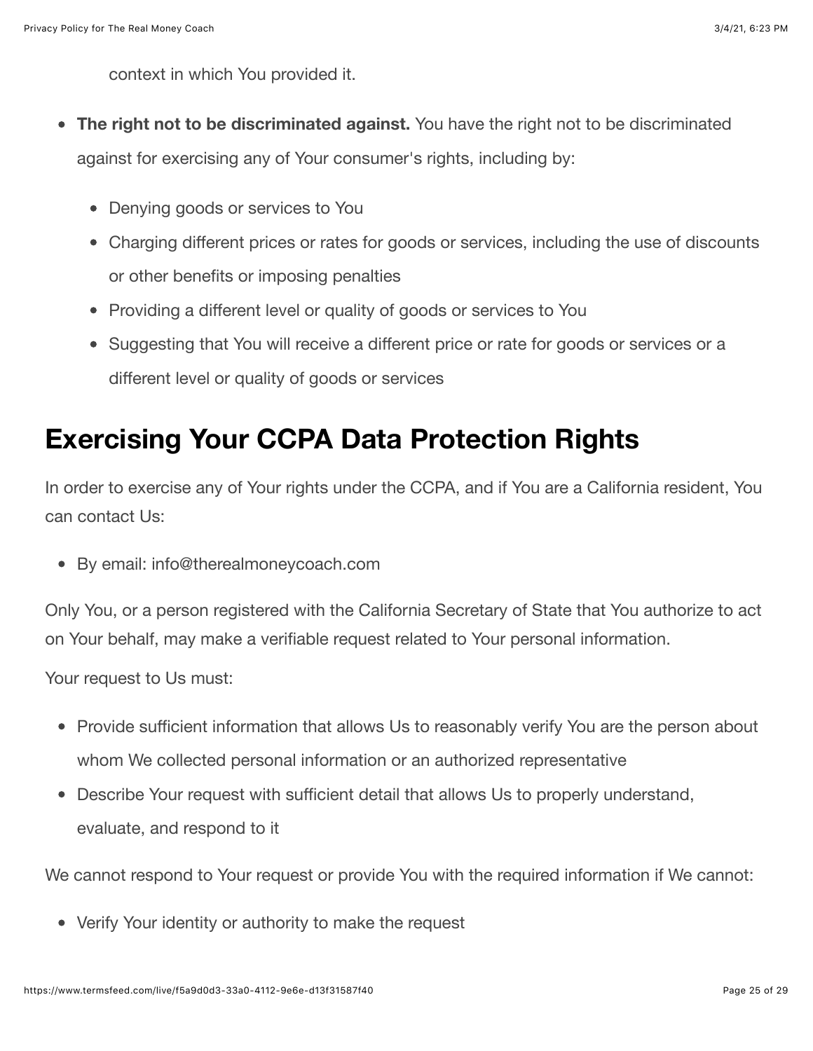context in which You provided it.

- **The right not to be discriminated against.** You have the right not to be discriminated against for exercising any of Your consumer's rights, including by:
  - Denying goods or services to You
  - Charging different prices or rates for goods or services, including the use of discounts or other benefits or imposing penalties
  - Providing a different level or quality of goods or services to You
  - Suggesting that You will receive a different price or rate for goods or services or a different level or quality of goods or services

# Exercising Your CCPA Data Protection Rights

In order to exercise any of Your rights under the CCPA, and if You are a California resident, You can contact Us:

- By email: info@therealmoneycoach.com

Only You, or a person registered with the California Secretary of State that You authorize to act on Your behalf, may make a verifiable request related to Your personal information.

Your request to Us must:

- Provide sufficient information that allows Us to reasonably verify You are the person about whom We collected personal information or an authorized representative
- Describe Your request with sufficient detail that allows Us to properly understand, evaluate, and respond to it

We cannot respond to Your request or provide You with the required information if We cannot:

- Verify Your identity or authority to make the request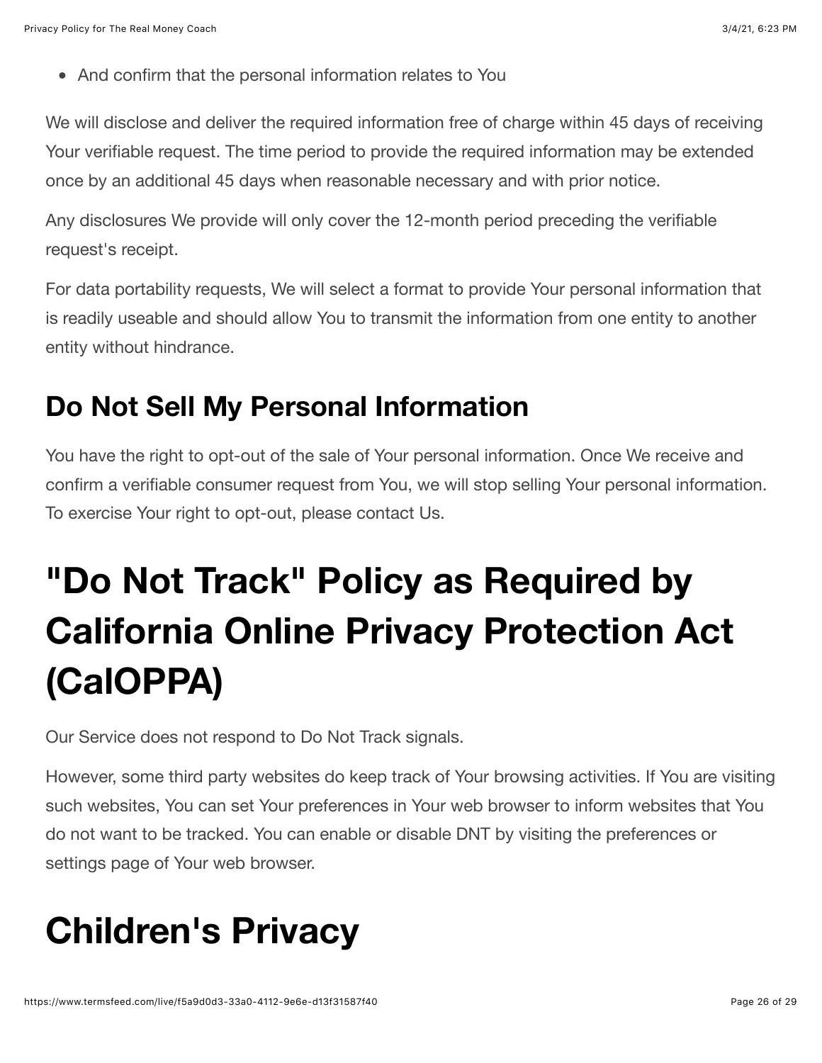- And confirm that the personal information relates to You

We will disclose and deliver the required information free of charge within 45 days of receiving Your verifiable request. The time period to provide the required information may be extended once by an additional 45 days when reasonable necessary and with prior notice.

Any disclosures We provide will only cover the 12-month period preceding the verifiable request's receipt.

For data portability requests, We will select a format to provide Your personal information that is readily useable and should allow You to transmit the information from one entity to another entity without hindrance.

## Do Not Sell My Personal Information

You have the right to opt-out of the sale of Your personal information. Once We receive and confirm a verifiable consumer request from You, we will stop selling Your personal information. To exercise Your right to opt-out, please contact Us.

# "Do Not Track" Policy as Required by California Online Privacy Protection Act (CalOPPA)

Our Service does not respond to Do Not Track signals.

However, some third party websites do keep track of Your browsing activities. If You are visiting such websites, You can set Your preferences in Your web browser to inform websites that You do not want to be tracked. You can enable or disable DNT by visiting the preferences or settings page of Your web browser.

# Children's Privacy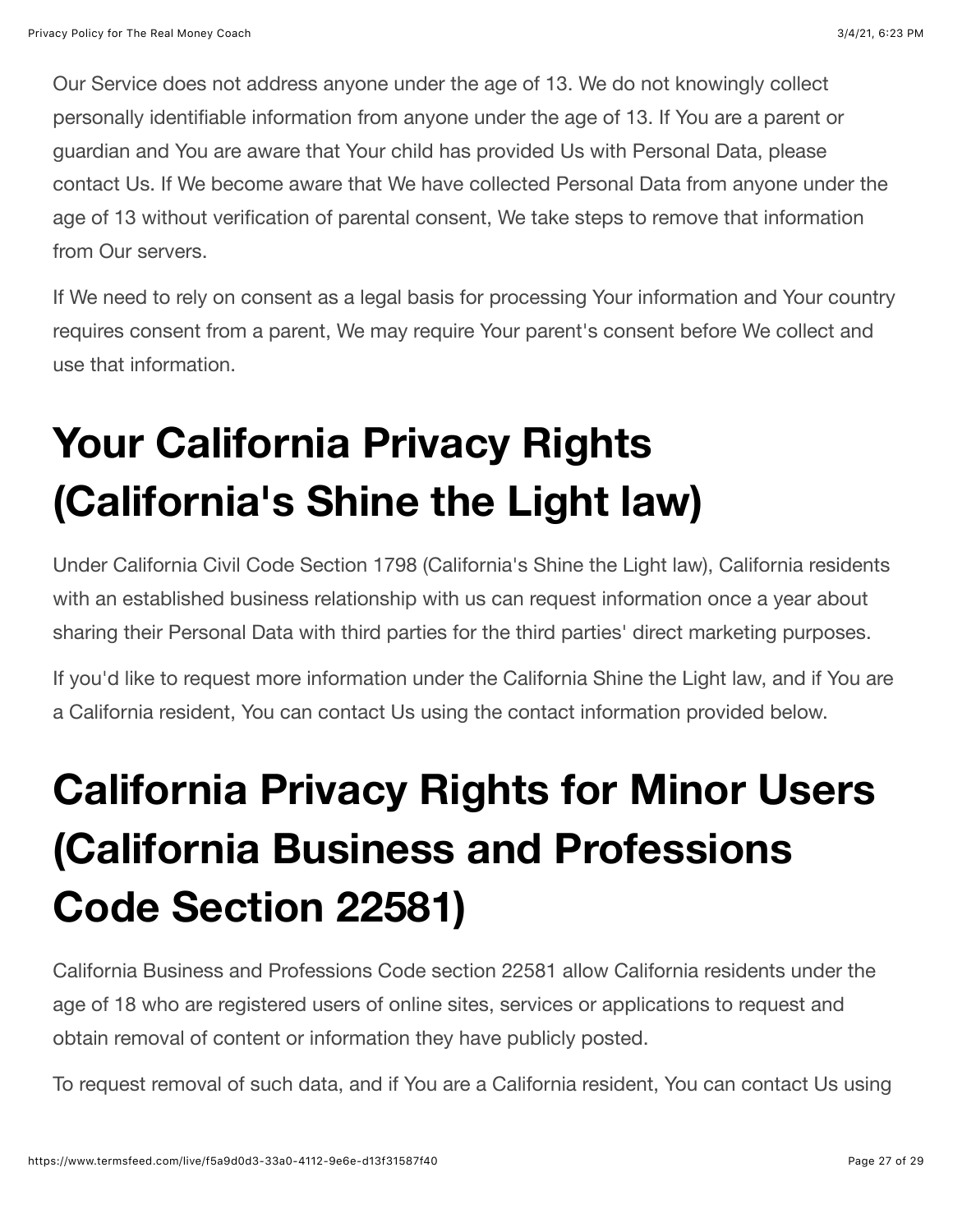Our Service does not address anyone under the age of 13. We do not knowingly collect personally identifiable information from anyone under the age of 13. If You are a parent or guardian and You are aware that Your child has provided Us with Personal Data, please contact Us. If We become aware that We have collected Personal Data from anyone under the age of 13 without verification of parental consent, We take steps to remove that information from Our servers.

If We need to rely on consent as a legal basis for processing Your information and Your country requires consent from a parent, We may require Your parent's consent before We collect and use that information.

# Your California Privacy Rights (California's Shine the Light law)

Under California Civil Code Section 1798 (California's Shine the Light law), California residents with an established business relationship with us can request information once a year about sharing their Personal Data with third parties for the third parties' direct marketing purposes.

If you'd like to request more information under the California Shine the Light law, and if You are a California resident, You can contact Us using the contact information provided below.

# California Privacy Rights for Minor Users (California Business and Professions Code Section 22581)

California Business and Professions Code section 22581 allow California residents under the age of 18 who are registered users of online sites, services or applications to request and obtain removal of content or information they have publicly posted.

To request removal of such data, and if You are a California resident, You can contact Us using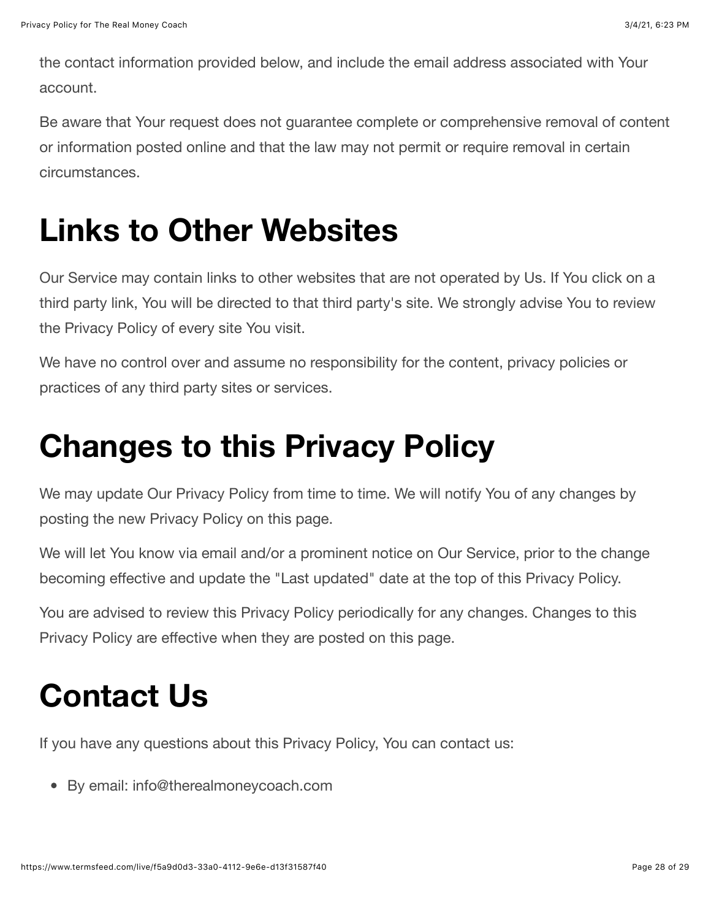the contact information provided below, and include the email address associated with Your account.

Be aware that Your request does not guarantee complete or comprehensive removal of content or information posted online and that the law may not permit or require removal in certain circumstances.

# Links to Other Websites

Our Service may contain links to other websites that are not operated by Us. If You click on a third party link, You will be directed to that third party's site. We strongly advise You to review the Privacy Policy of every site You visit.

We have no control over and assume no responsibility for the content, privacy policies or practices of any third party sites or services.

# Changes to this Privacy Policy

We may update Our Privacy Policy from time to time. We will notify You of any changes by posting the new Privacy Policy on this page.

We will let You know via email and/or a prominent notice on Our Service, prior to the change becoming effective and update the "Last updated" date at the top of this Privacy Policy.

You are advised to review this Privacy Policy periodically for any changes. Changes to this Privacy Policy are effective when they are posted on this page.

# Contact Us

If you have any questions about this Privacy Policy, You can contact us:

- By email: info@therealmoneycoach.com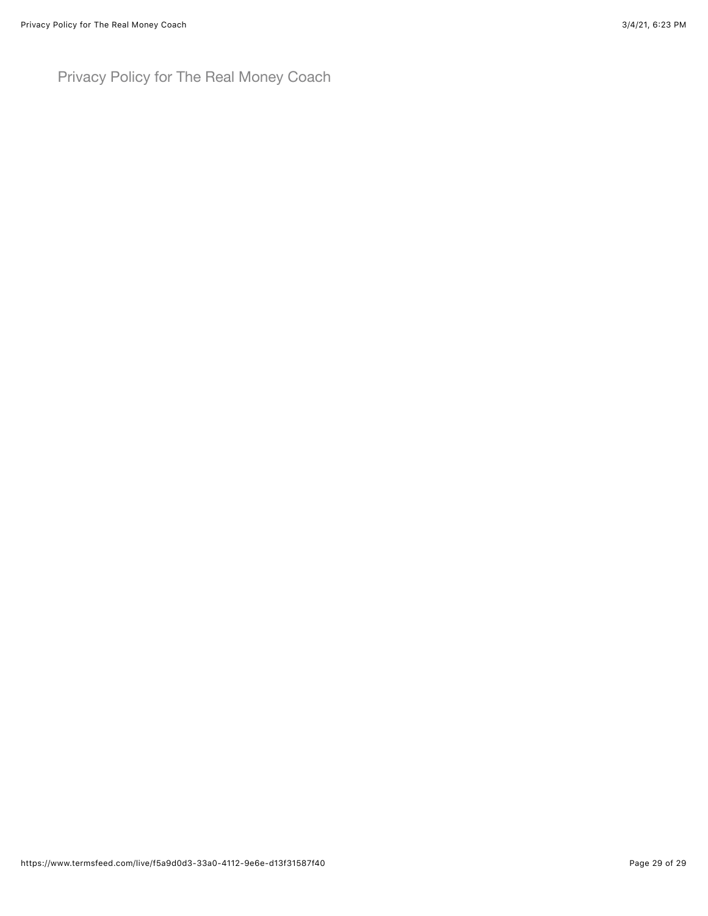Privacy Policy for The Real Money Coach